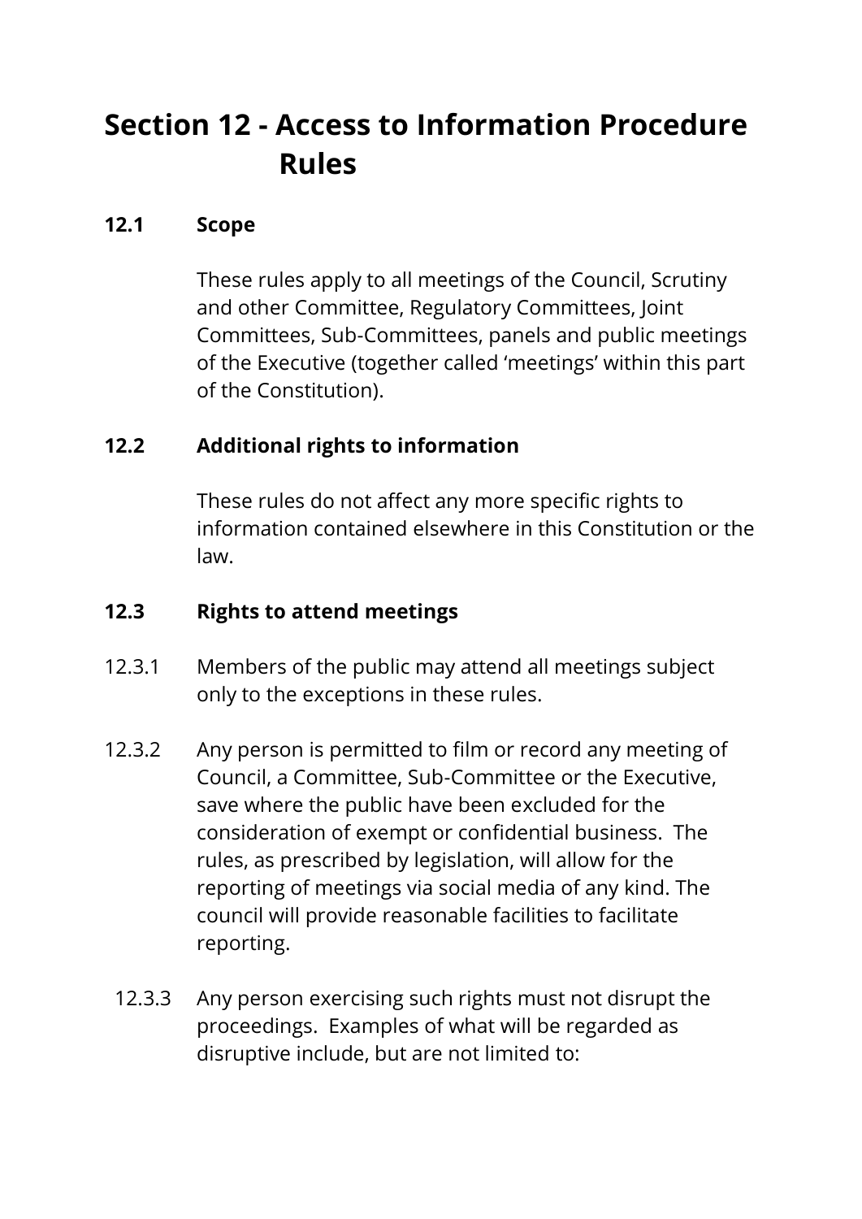# Section 12 - Access to Information Procedure Rules

## 12.1 Scope

These rules apply to all meetings of the Council, Scrutiny and other Committee, Regulatory Committees, Joint Committees, Sub-Committees, panels and public meetings of the Executive (together called 'meetings' within this part of the Constitution).

## 12.2 Additional rights to information

These rules do not affect any more specific rights to information contained elsewhere in this Constitution or the law.

## 12.3 Rights to attend meetings

12.3.1 Members of the public may attend all meetings subject only to the exceptions in these rules.

12.3.2 Any person is permitted to film or record any meeting of Council, a Committee, Sub-Committee or the Executive, save where the public have been excluded for the consideration of exempt or confidential business. The rules, as prescribed by legislation, will allow for the reporting of meetings via social media of any kind. The council will provide reasonable facilities to facilitate reporting.

12.3.3 Any person exercising such rights must not disrupt the proceedings. Examples of what will be regarded as disruptive include, but are not limited to: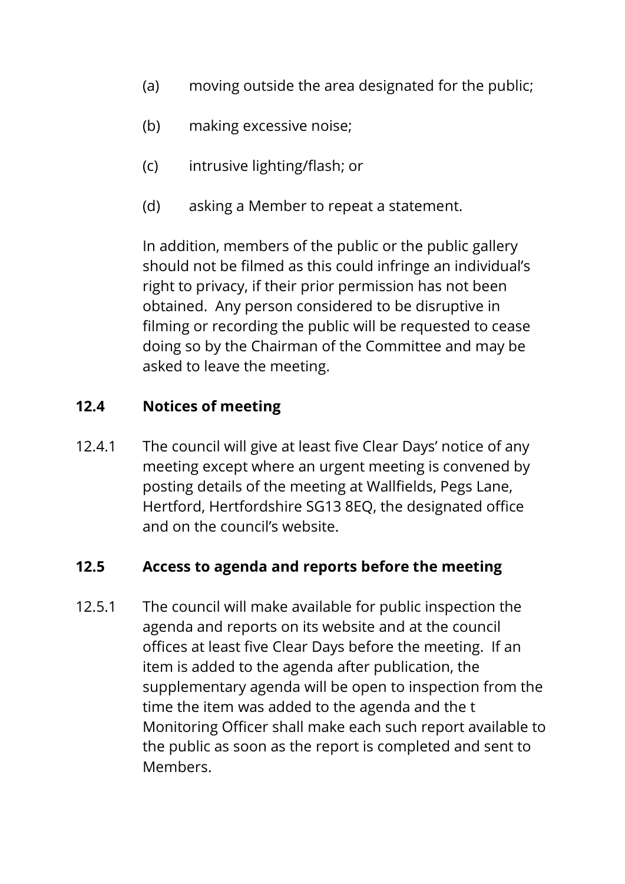(a) moving outside the area designated for the public;

(b) making excessive noise;

(c) intrusive lighting/flash; or

(d) asking a Member to repeat a statement.

In addition, members of the public or the public gallery should not be filmed as this could infringe an individual's right to privacy, if their prior permission has not been obtained. Any person considered to be disruptive in filming or recording the public will be requested to cease doing so by the Chairman of the Committee and may be asked to leave the meeting.

### 12.4 Notices of meeting

12.4.1 The council will give at least five Clear Days' notice of any meeting except where an urgent meeting is convened by posting details of the meeting at Wallfields, Pegs Lane, Hertford, Hertfordshire SG13 8EQ, the designated office and on the council's website.

### 12.5 Access to agenda and reports before the meeting

12.5.1 The council will make available for public inspection the agenda and reports on its website and at the council offices at least five Clear Days before the meeting. If an item is added to the agenda after publication, the supplementary agenda will be open to inspection from the time the item was added to the agenda and the t Monitoring Officer shall make each such report available to the public as soon as the report is completed and sent to Members.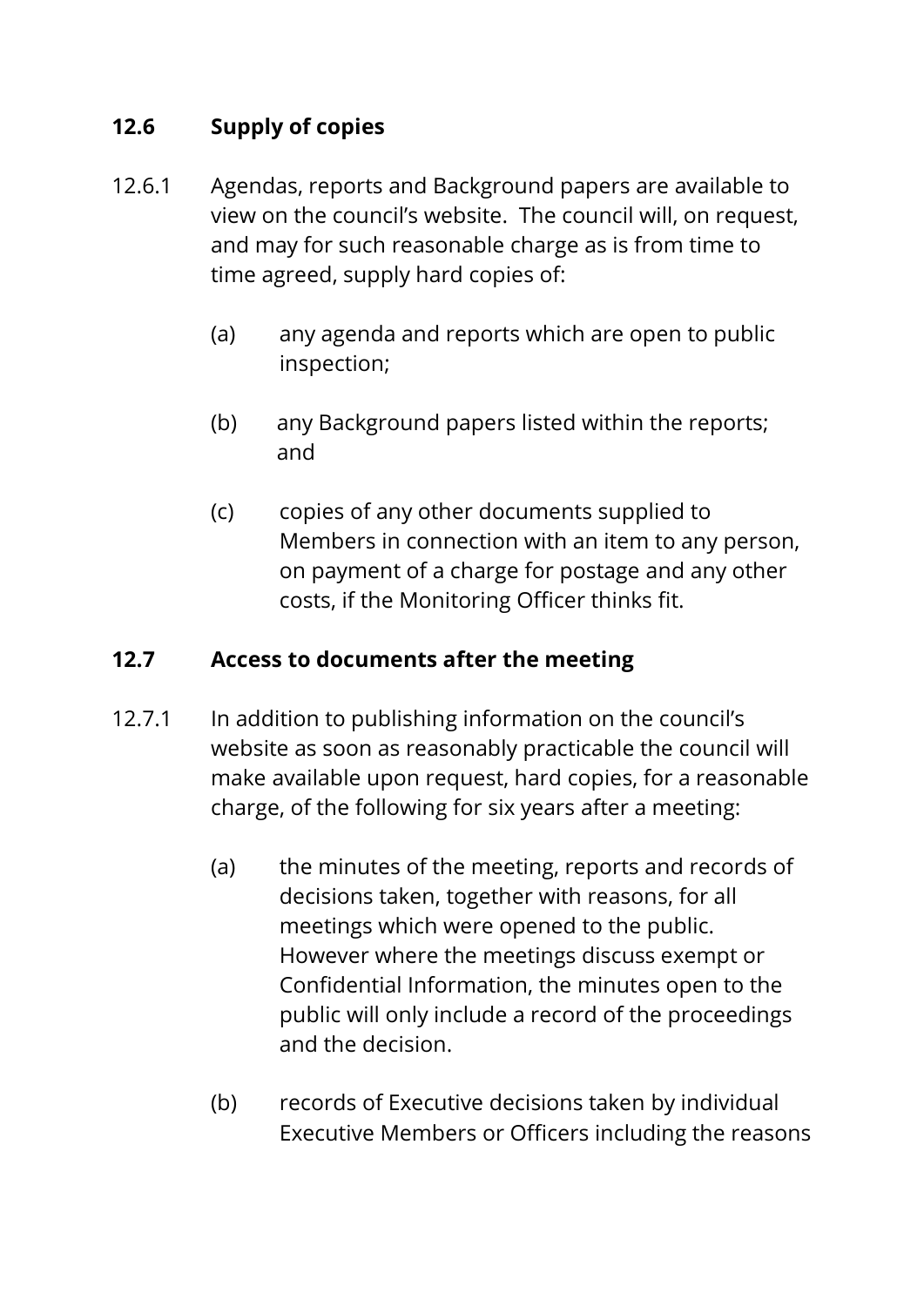## 12.6 Supply of copies

12.6.1 Agendas, reports and Background papers are available to view on the council's website. The council will, on request, and may for such reasonable charge as is from time to time agreed, supply hard copies of:

(a) any agenda and reports which are open to public inspection;

(b) any Background papers listed within the reports; and

(c) copies of any other documents supplied to Members in connection with an item to any person, on payment of a charge for postage and any other costs, if the Monitoring Officer thinks fit.

## 12.7 Access to documents after the meeting

12.7.1 In addition to publishing information on the council's website as soon as reasonably practicable the council will make available upon request, hard copies, for a reasonable charge, of the following for six years after a meeting:

(a) the minutes of the meeting, reports and records of decisions taken, together with reasons, for all meetings which were opened to the public. However where the meetings discuss exempt or Confidential Information, the minutes open to the public will only include a record of the proceedings and the decision.

(b) records of Executive decisions taken by individual Executive Members or Officers including the reasons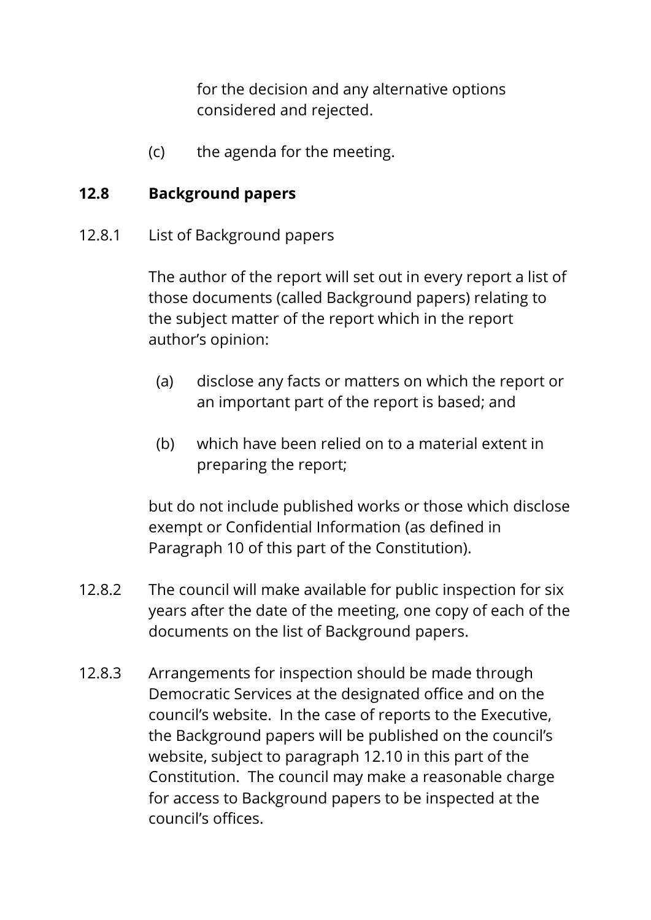for the decision and any alternative options considered and rejected.

(c) the agenda for the meeting.

## 12.8 Background papers

12.8.1 List of Background papers

The author of the report will set out in every report a list of those documents (called Background papers) relating to the subject matter of the report which in the report author's opinion:

(a) disclose any facts or matters on which the report or an important part of the report is based; and

(b) which have been relied on to a material extent in preparing the report;

but do not include published works or those which disclose exempt or Confidential Information (as defined in Paragraph 10 of this part of the Constitution).

12.8.2 The council will make available for public inspection for six years after the date of the meeting, one copy of each of the documents on the list of Background papers.

12.8.3 Arrangements for inspection should be made through Democratic Services at the designated office and on the council's website. In the case of reports to the Executive, the Background papers will be published on the council's website, subject to paragraph 12.10 in this part of the Constitution. The council may make a reasonable charge for access to Background papers to be inspected at the council's offices.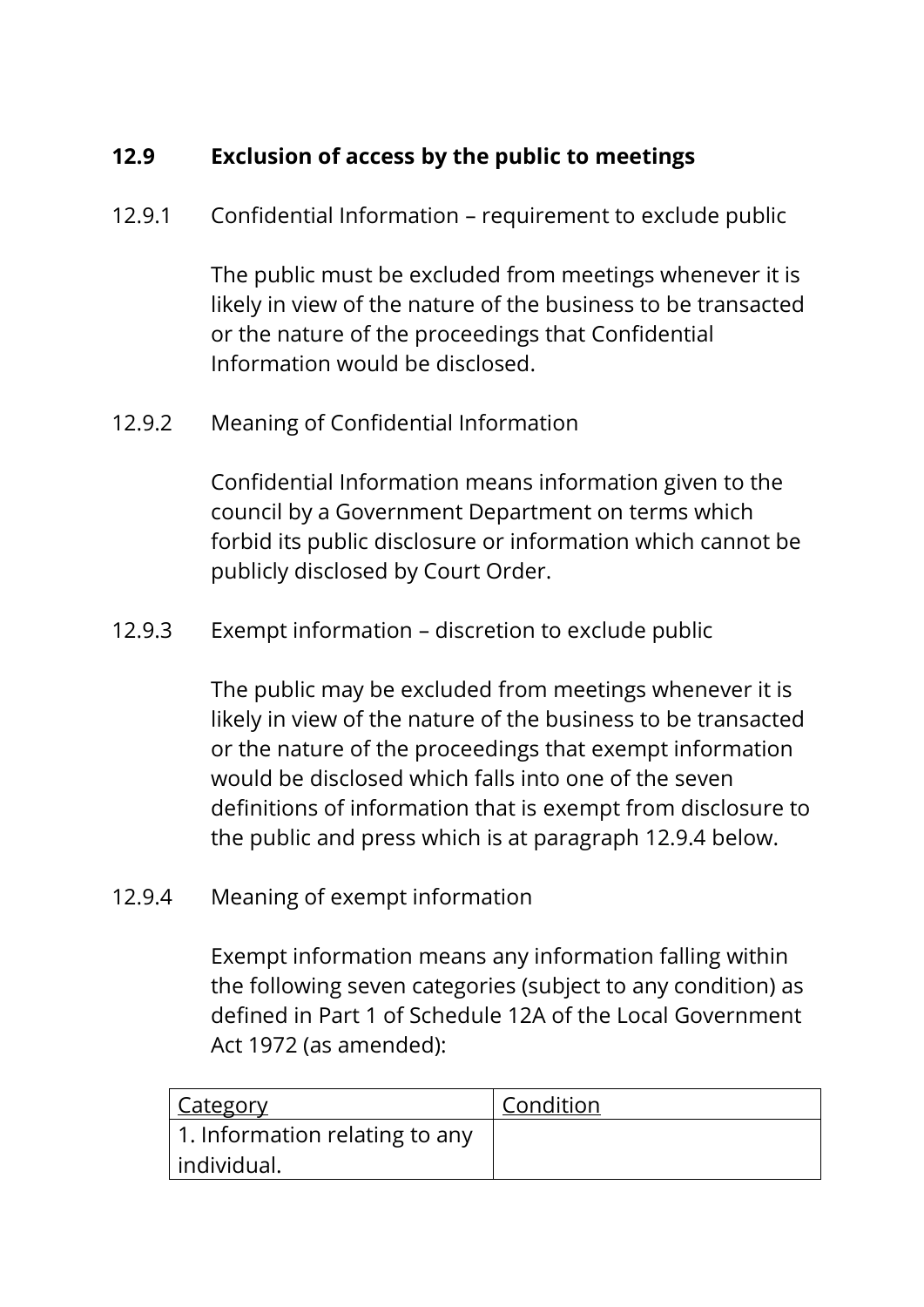## 12.9 Exclusion of access by the public to meetings

12.9.1 Confidential Information – requirement to exclude public

The public must be excluded from meetings whenever it is likely in view of the nature of the business to be transacted or the nature of the proceedings that Confidential Information would be disclosed.

12.9.2 Meaning of Confidential Information

Confidential Information means information given to the council by a Government Department on terms which forbid its public disclosure or information which cannot be publicly disclosed by Court Order.

12.9.3 Exempt information – discretion to exclude public

The public may be excluded from meetings whenever it is likely in view of the nature of the business to be transacted or the nature of the proceedings that exempt information would be disclosed which falls into one of the seven definitions of information that is exempt from disclosure to the public and press which is at paragraph 12.9.4 below.

12.9.4 Meaning of exempt information

Exempt information means any information falling within the following seven categories (subject to any condition) as defined in Part 1 of Schedule 12A of the Local Government Act 1972 (as amended):

| Category | Condition |
|---|---|
| 1. Information relating to any individual. | |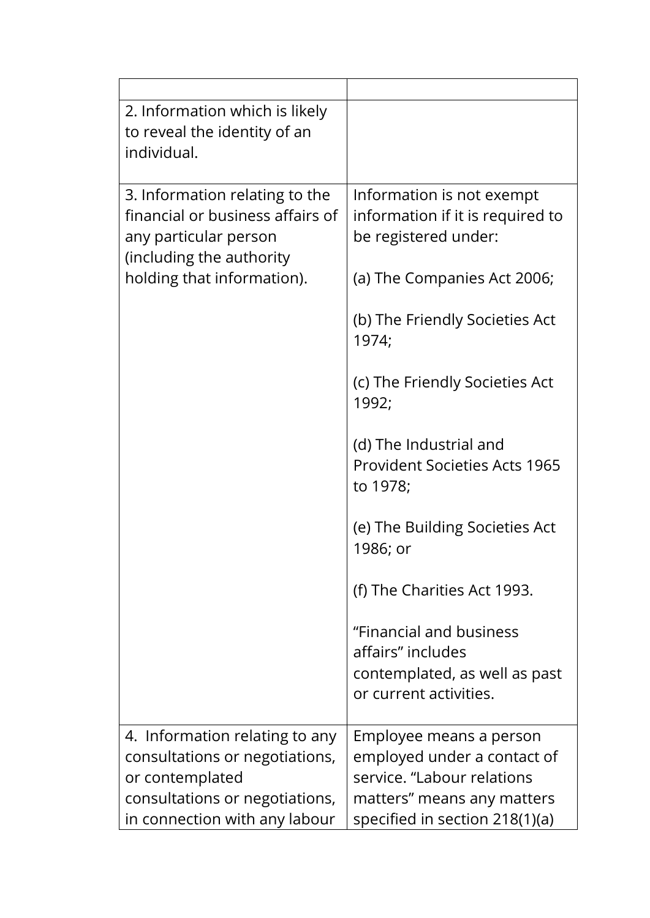| | |
|---|---|
| 2. Information which is likely to reveal the identity of an individual. | |
| 3. Information relating to the financial or business affairs of any particular person (including the authority holding that information). | Information is not exempt information if it is required to be registered under:<br><br>(a) The Companies Act 2006;<br><br>(b) The Friendly Societies Act 1974;<br><br>(c) The Friendly Societies Act 1992;<br><br>(d) The Industrial and Provident Societies Acts 1965 to 1978;<br><br>(e) The Building Societies Act 1986; or<br><br>(f) The Charities Act 1993.<br><br>“Financial and business affairs” includes contemplated, as well as past or current activities. |
| 4. Information relating to any consultations or negotiations, or contemplated consultations or negotiations, in connection with any labour | Employee means a person employed under a contact of service. “Labour relations matters” means any matters specified in section 218(1)(a) |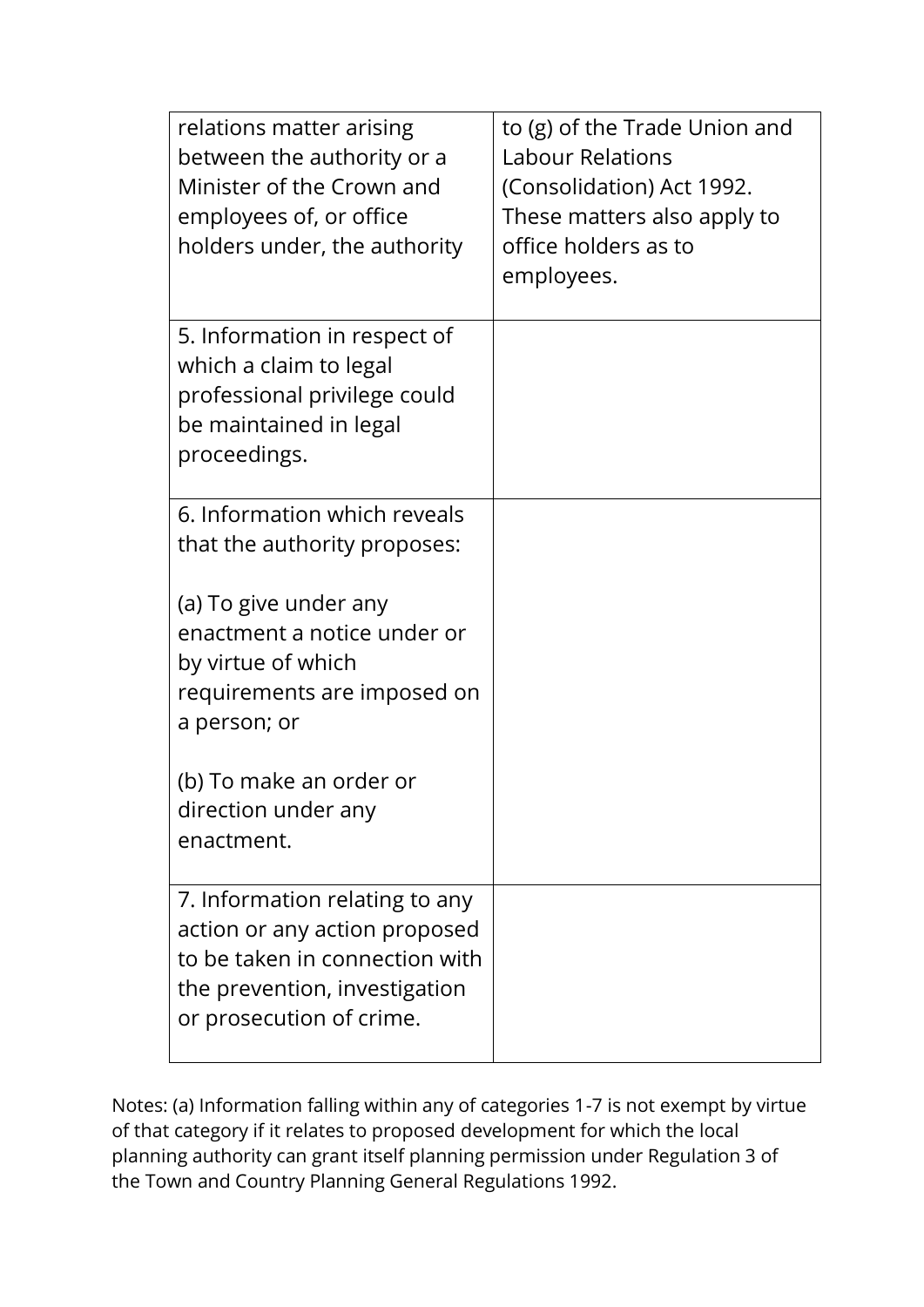| | |
|---|---|
| relations matter arising between the authority or a Minister of the Crown and employees of, or office holders under, the authority | to (g) of the Trade Union and Labour Relations (Consolidation) Act 1992. These matters also apply to office holders as to employees. |
| 5. Information in respect of which a claim to legal professional privilege could be maintained in legal proceedings. | |
| 6. Information which reveals that the authority proposes:<br><br>(a) To give under any enactment a notice under or by virtue of which requirements are imposed on a person; or<br><br>(b) To make an order or direction under any enactment. | |
| 7. Information relating to any action or any action proposed to be taken in connection with the prevention, investigation or prosecution of crime. | |

Notes: (a) Information falling within any of categories 1-7 is not exempt by virtue of that category if it relates to proposed development for which the local planning authority can grant itself planning permission under Regulation 3 of the Town and Country Planning General Regulations 1992.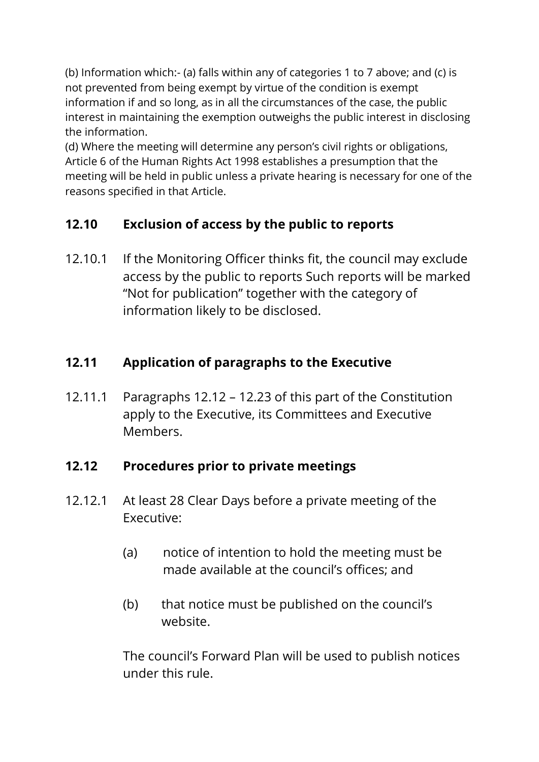(b) Information which:- (a) falls within any of categories 1 to 7 above; and (c) is not prevented from being exempt by virtue of the condition is exempt information if and so long, as in all the circumstances of the case, the public interest in maintaining the exemption outweighs the public interest in disclosing the information.
(d) Where the meeting will determine any person's civil rights or obligations, Article 6 of the Human Rights Act 1998 establishes a presumption that the meeting will be held in public unless a private hearing is necessary for one of the reasons specified in that Article.

## 12.10 Exclusion of access by the public to reports

12.10.1 If the Monitoring Officer thinks fit, the council may exclude access by the public to reports Such reports will be marked "Not for publication" together with the category of information likely to be disclosed.

## 12.11 Application of paragraphs to the Executive

12.11.1 Paragraphs 12.12 – 12.23 of this part of the Constitution apply to the Executive, its Committees and Executive Members.

## 12.12 Procedures prior to private meetings

12.12.1 At least 28 Clear Days before a private meeting of the Executive:

(a) notice of intention to hold the meeting must be made available at the council's offices; and

(b) that notice must be published on the council's website.

The council's Forward Plan will be used to publish notices under this rule.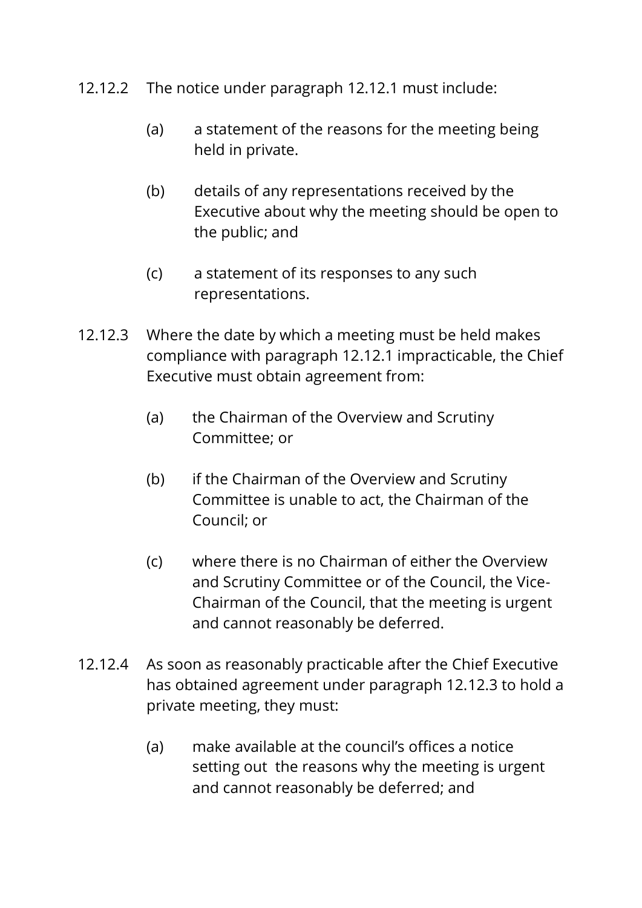12.12.2 The notice under paragraph 12.12.1 must include:

(a) a statement of the reasons for the meeting being held in private.

(b) details of any representations received by the Executive about why the meeting should be open to the public; and

(c) a statement of its responses to any such representations.

12.12.3 Where the date by which a meeting must be held makes compliance with paragraph 12.12.1 impracticable, the Chief Executive must obtain agreement from:

(a) the Chairman of the Overview and Scrutiny Committee; or

(b) if the Chairman of the Overview and Scrutiny Committee is unable to act, the Chairman of the Council; or

(c) where there is no Chairman of either the Overview and Scrutiny Committee or of the Council, the Vice-Chairman of the Council, that the meeting is urgent and cannot reasonably be deferred.

12.12.4 As soon as reasonably practicable after the Chief Executive has obtained agreement under paragraph 12.12.3 to hold a private meeting, they must:

(a) make available at the council's offices a notice setting out the reasons why the meeting is urgent and cannot reasonably be deferred; and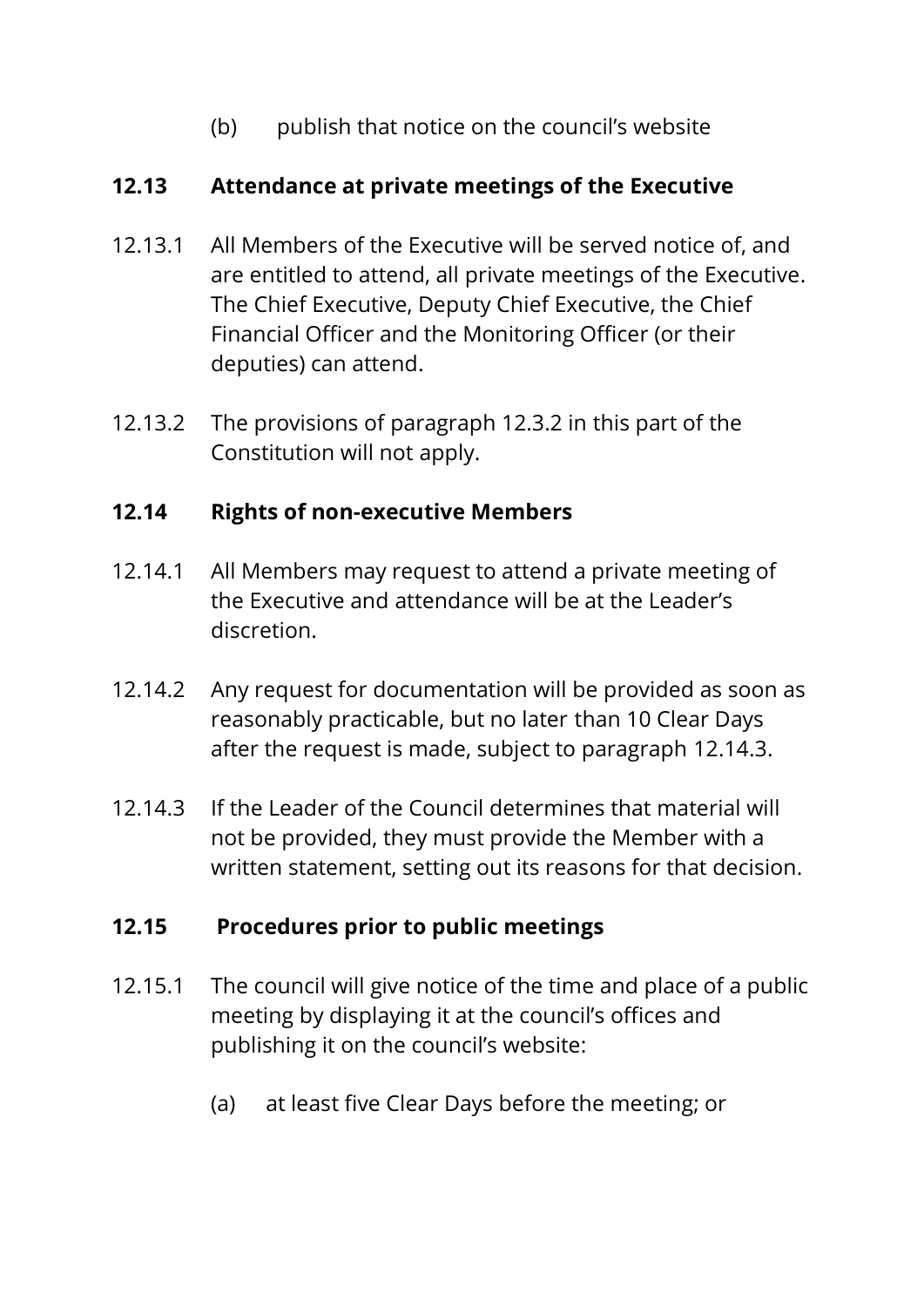(b) publish that notice on the council's website

## 12.13 Attendance at private meetings of the Executive

12.13.1 All Members of the Executive will be served notice of, and are entitled to attend, all private meetings of the Executive. The Chief Executive, Deputy Chief Executive, the Chief Financial Officer and the Monitoring Officer (or their deputies) can attend.

12.13.2 The provisions of paragraph 12.3.2 in this part of the Constitution will not apply.

## 12.14 Rights of non-executive Members

12.14.1 All Members may request to attend a private meeting of the Executive and attendance will be at the Leader's discretion.

12.14.2 Any request for documentation will be provided as soon as reasonably practicable, but no later than 10 Clear Days after the request is made, subject to paragraph 12.14.3.

12.14.3 If the Leader of the Council determines that material will not be provided, they must provide the Member with a written statement, setting out its reasons for that decision.

## 12.15 Procedures prior to public meetings

12.15.1 The council will give notice of the time and place of a public meeting by displaying it at the council's offices and publishing it on the council's website:

(a) at least five Clear Days before the meeting; or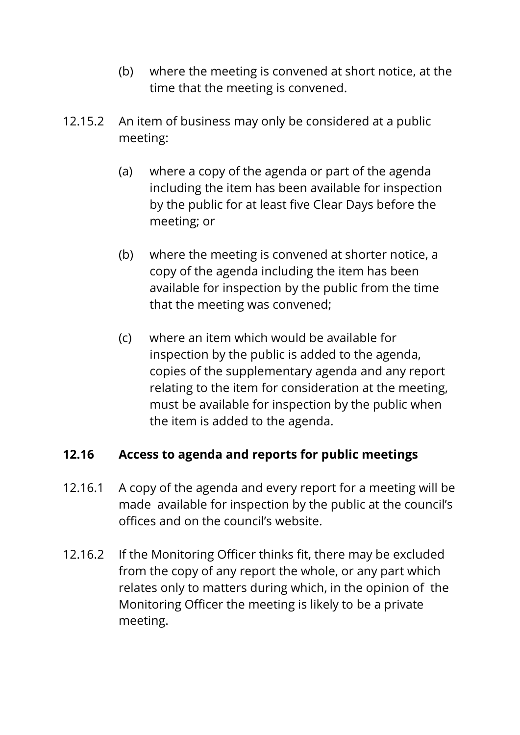(b) where the meeting is convened at short notice, at the time that the meeting is convened.

12.15.2 An item of business may only be considered at a public meeting:

(a) where a copy of the agenda or part of the agenda including the item has been available for inspection by the public for at least five Clear Days before the meeting; or

(b) where the meeting is convened at shorter notice, a copy of the agenda including the item has been available for inspection by the public from the time that the meeting was convened;

(c) where an item which would be available for inspection by the public is added to the agenda, copies of the supplementary agenda and any report relating to the item for consideration at the meeting, must be available for inspection by the public when the item is added to the agenda.

## 12.16 Access to agenda and reports for public meetings

12.16.1 A copy of the agenda and every report for a meeting will be made available for inspection by the public at the council's offices and on the council's website.

12.16.2 If the Monitoring Officer thinks fit, there may be excluded from the copy of any report the whole, or any part which relates only to matters during which, in the opinion of the Monitoring Officer the meeting is likely to be a private meeting.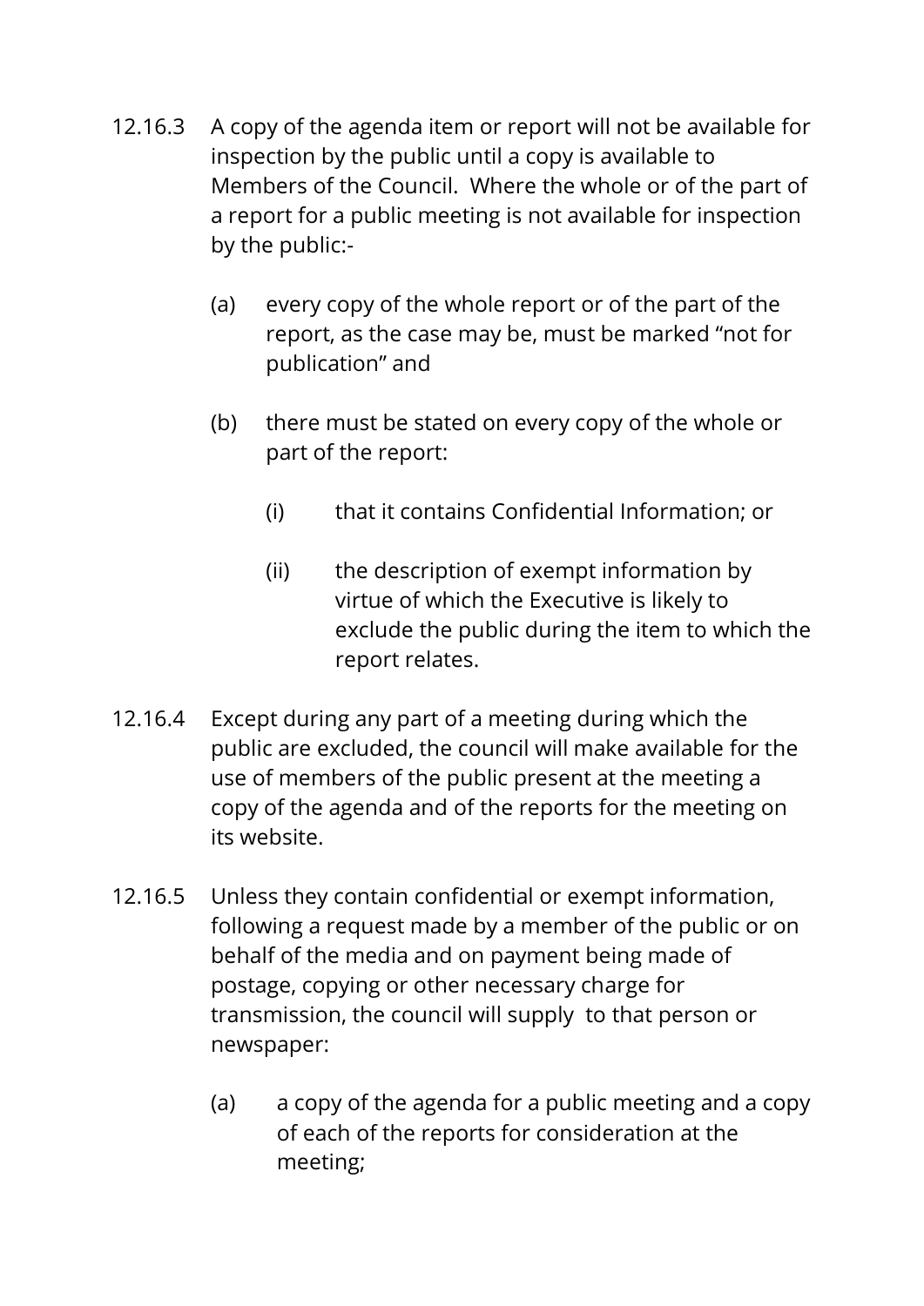12.16.3 A copy of the agenda item or report will not be available for inspection by the public until a copy is available to Members of the Council. Where the whole or of the part of a report for a public meeting is not available for inspection by the public:-

(a) every copy of the whole report or of the part of the report, as the case may be, must be marked "not for publication" and

(b) there must be stated on every copy of the whole or part of the report:

(i) that it contains Confidential Information; or

(ii) the description of exempt information by virtue of which the Executive is likely to exclude the public during the item to which the report relates.

12.16.4 Except during any part of a meeting during which the public are excluded, the council will make available for the use of members of the public present at the meeting a copy of the agenda and of the reports for the meeting on its website.

12.16.5 Unless they contain confidential or exempt information, following a request made by a member of the public or on behalf of the media and on payment being made of postage, copying or other necessary charge for transmission, the council will supply to that person or newspaper:

(a) a copy of the agenda for a public meeting and a copy of each of the reports for consideration at the meeting;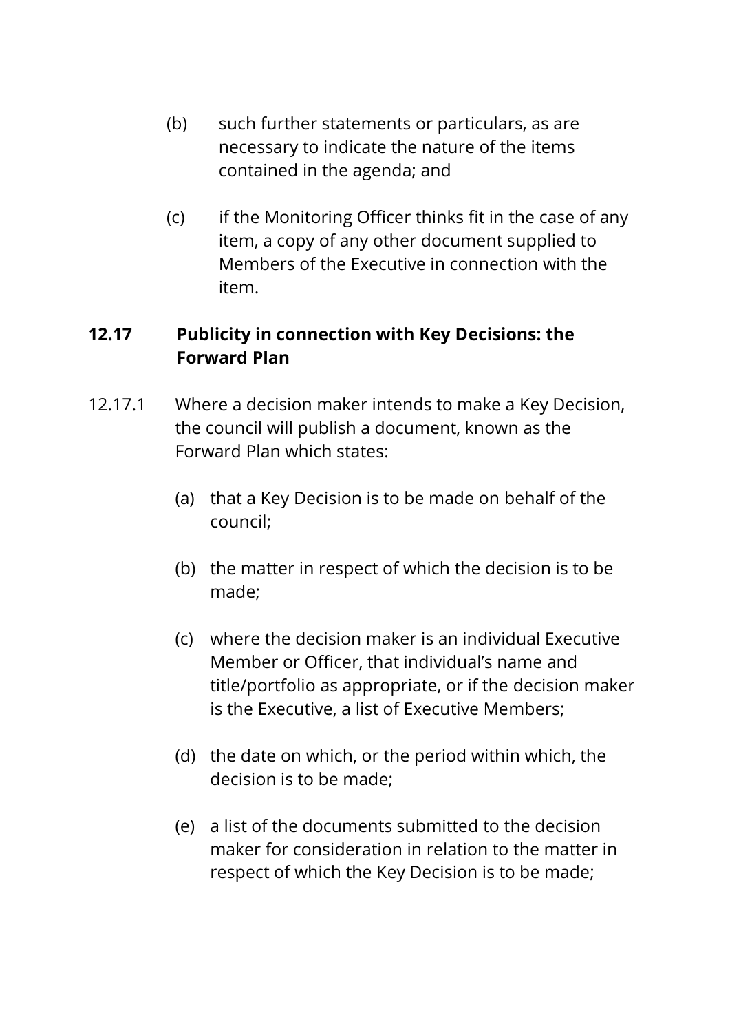(b) such further statements or particulars, as are necessary to indicate the nature of the items contained in the agenda; and

(c) if the Monitoring Officer thinks fit in the case of any item, a copy of any other document supplied to Members of the Executive in connection with the item.

## 12.17 Publicity in connection with Key Decisions: the Forward Plan

12.17.1 Where a decision maker intends to make a Key Decision, the council will publish a document, known as the Forward Plan which states:

(a) that a Key Decision is to be made on behalf of the council;

(b) the matter in respect of which the decision is to be made;

(c) where the decision maker is an individual Executive Member or Officer, that individual's name and title/portfolio as appropriate, or if the decision maker is the Executive, a list of Executive Members;

(d) the date on which, or the period within which, the decision is to be made;

(e) a list of the documents submitted to the decision maker for consideration in relation to the matter in respect of which the Key Decision is to be made;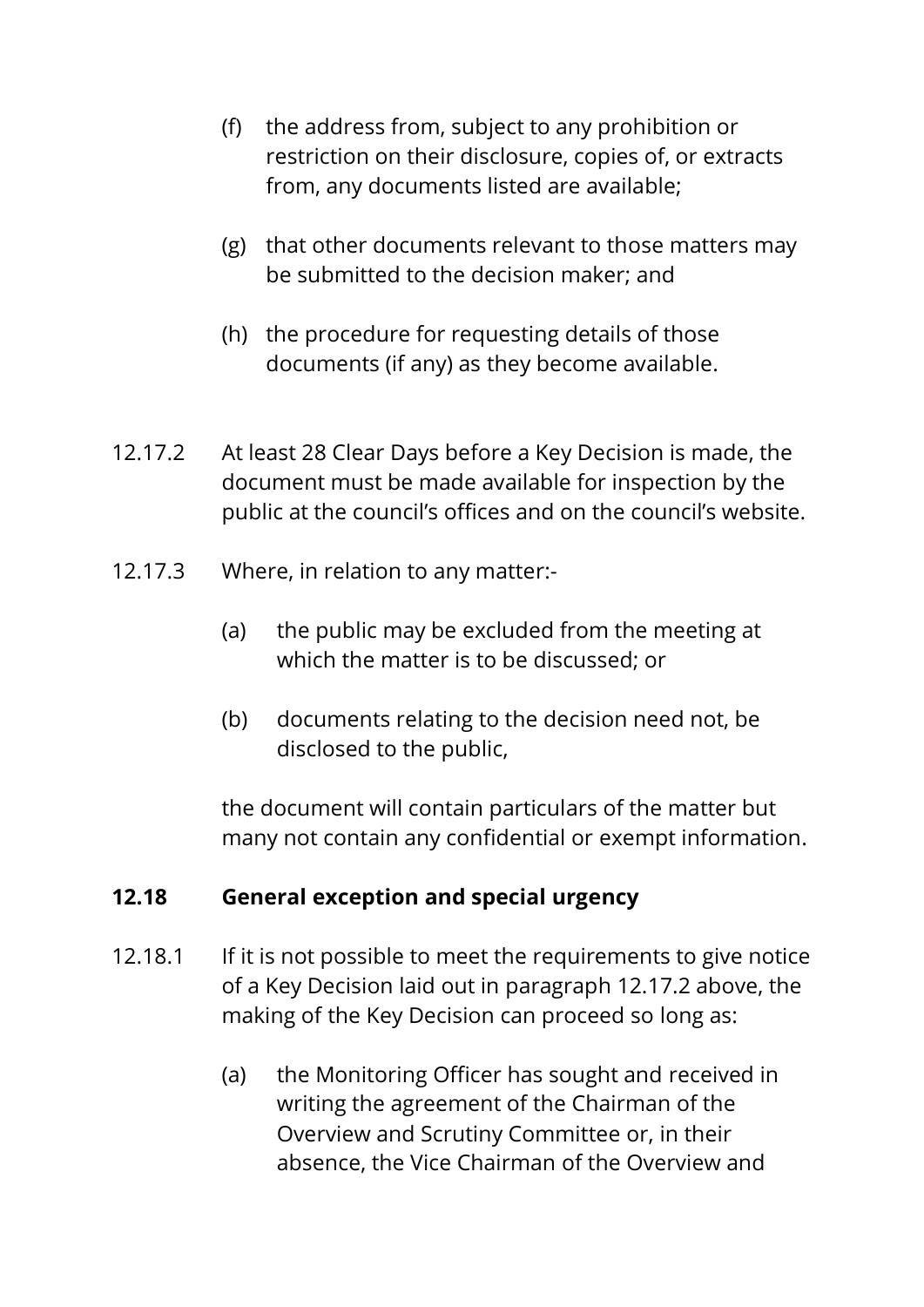(f) the address from, subject to any prohibition or restriction on their disclosure, copies of, or extracts from, any documents listed are available;

(g) that other documents relevant to those matters may be submitted to the decision maker; and

(h) the procedure for requesting details of those documents (if any) as they become available.

12.17.2 At least 28 Clear Days before a Key Decision is made, the document must be made available for inspection by the public at the council's offices and on the council's website.

12.17.3 Where, in relation to any matter:-

(a) the public may be excluded from the meeting at which the matter is to be discussed; or

(b) documents relating to the decision need not, be disclosed to the public,

the document will contain particulars of the matter but many not contain any confidential or exempt information.

**12.18 General exception and special urgency**

12.18.1 If it is not possible to meet the requirements to give notice of a Key Decision laid out in paragraph 12.17.2 above, the making of the Key Decision can proceed so long as:

(a) the Monitoring Officer has sought and received in writing the agreement of the Chairman of the Overview and Scrutiny Committee or, in their absence, the Vice Chairman of the Overview and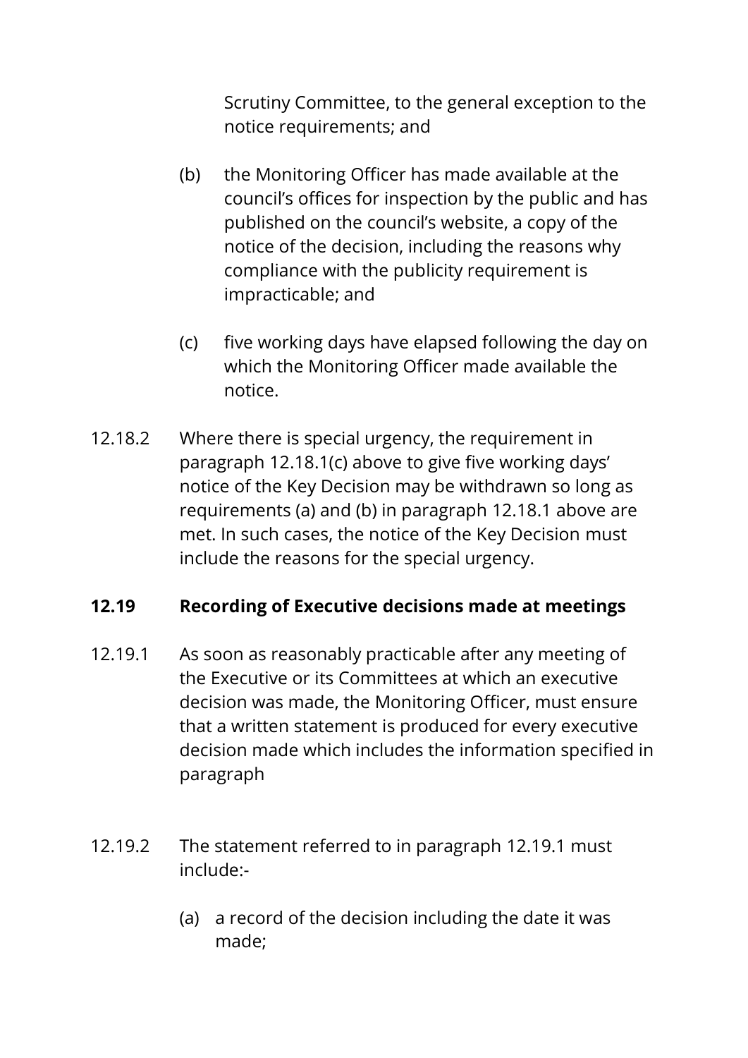Scrutiny Committee, to the general exception to the notice requirements; and

(b) the Monitoring Officer has made available at the council's offices for inspection by the public and has published on the council's website, a copy of the notice of the decision, including the reasons why compliance with the publicity requirement is impracticable; and

(c) five working days have elapsed following the day on which the Monitoring Officer made available the notice.

12.18.2 Where there is special urgency, the requirement in paragraph 12.18.1(c) above to give five working days' notice of the Key Decision may be withdrawn so long as requirements (a) and (b) in paragraph 12.18.1 above are met. In such cases, the notice of the Key Decision must include the reasons for the special urgency.

### 12.19 Recording of Executive decisions made at meetings

12.19.1 As soon as reasonably practicable after any meeting of the Executive or its Committees at which an executive decision was made, the Monitoring Officer, must ensure that a written statement is produced for every executive decision made which includes the information specified in paragraph

12.19.2 The statement referred to in paragraph 12.19.1 must include:-

(a) a record of the decision including the date it was made;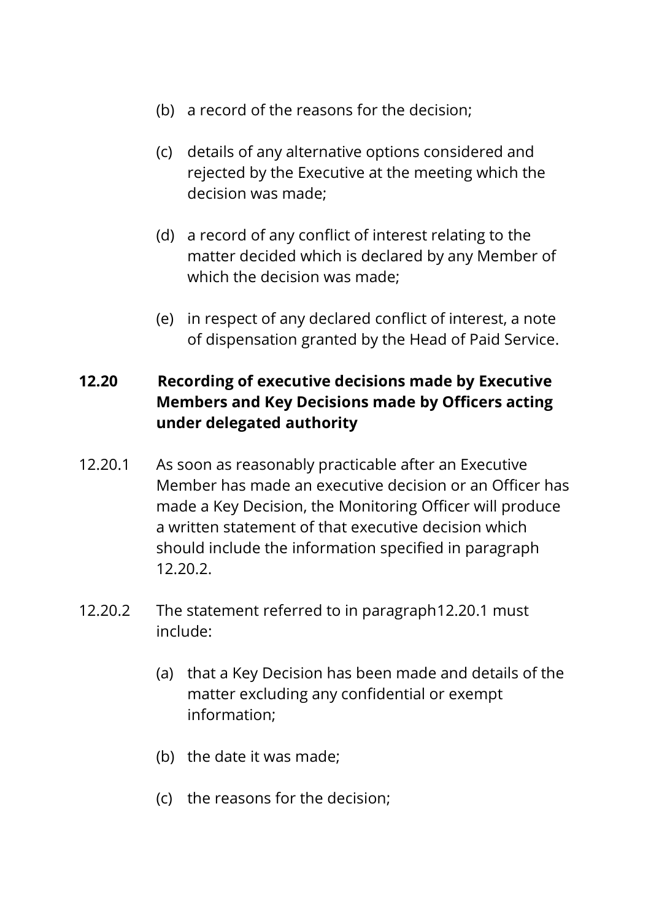(b) a record of the reasons for the decision;

(c) details of any alternative options considered and rejected by the Executive at the meeting which the decision was made;

(d) a record of any conflict of interest relating to the matter decided which is declared by any Member of which the decision was made;

(e) in respect of any declared conflict of interest, a note of dispensation granted by the Head of Paid Service.

**12.20 Recording of executive decisions made by Executive Members and Key Decisions made by Officers acting under delegated authority**

12.20.1 As soon as reasonably practicable after an Executive Member has made an executive decision or an Officer has made a Key Decision, the Monitoring Officer will produce a written statement of that executive decision which should include the information specified in paragraph 12.20.2.

12.20.2 The statement referred to in paragraph12.20.1 must include:

(a) that a Key Decision has been made and details of the matter excluding any confidential or exempt information;

(b) the date it was made;

(c) the reasons for the decision;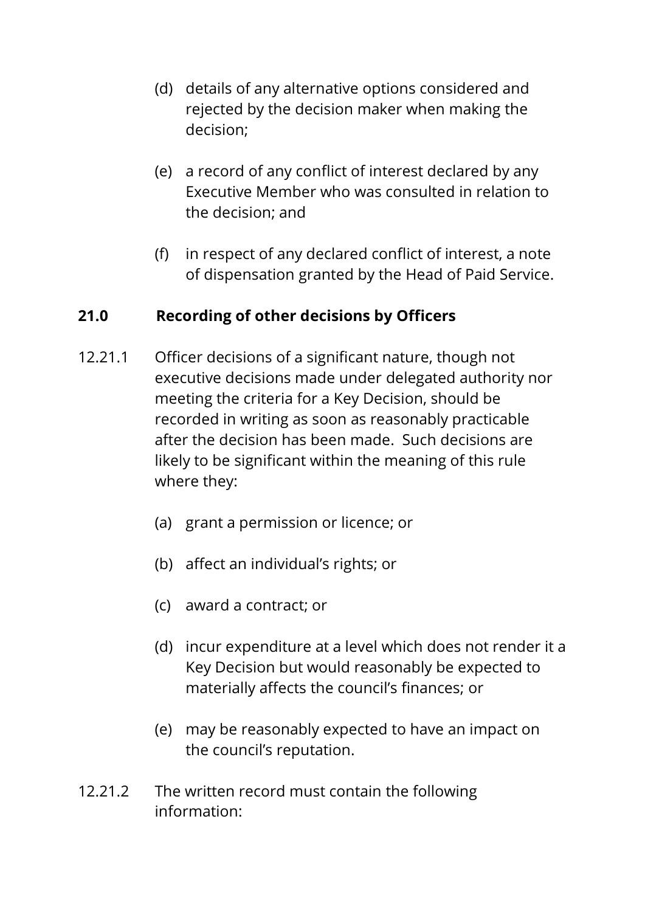(d) details of any alternative options considered and rejected by the decision maker when making the decision;

(e) a record of any conflict of interest declared by any Executive Member who was consulted in relation to the decision; and

(f) in respect of any declared conflict of interest, a note of dispensation granted by the Head of Paid Service.

## 21.0 Recording of other decisions by Officers

12.21.1 Officer decisions of a significant nature, though not executive decisions made under delegated authority nor meeting the criteria for a Key Decision, should be recorded in writing as soon as reasonably practicable after the decision has been made. Such decisions are likely to be significant within the meaning of this rule where they:

(a) grant a permission or licence; or

(b) affect an individual's rights; or

(c) award a contract; or

(d) incur expenditure at a level which does not render it a Key Decision but would reasonably be expected to materially affects the council's finances; or

(e) may be reasonably expected to have an impact on the council's reputation.

12.21.2 The written record must contain the following information: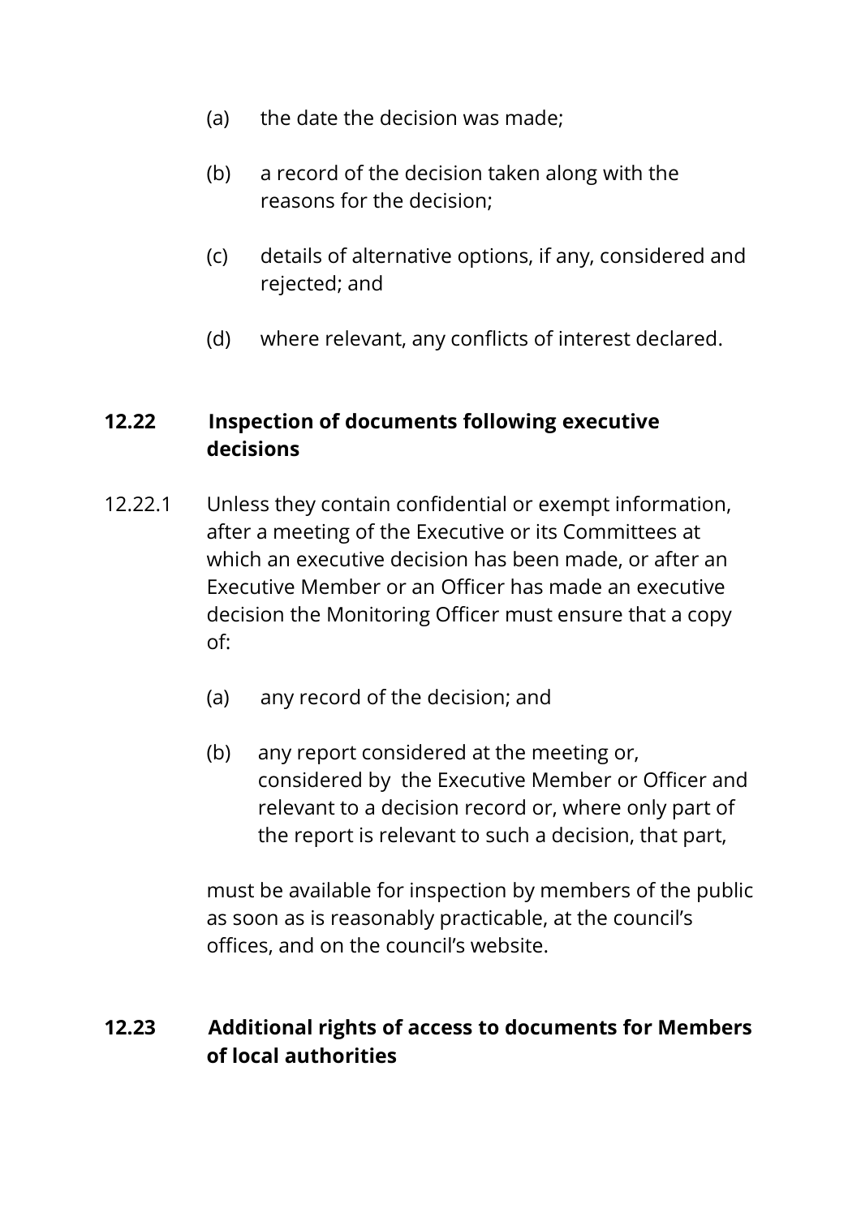(a) the date the decision was made;

(b) a record of the decision taken along with the reasons for the decision;

(c) details of alternative options, if any, considered and rejected; and

(d) where relevant, any conflicts of interest declared.

### 12.22 Inspection of documents following executive decisions

12.22.1 Unless they contain confidential or exempt information, after a meeting of the Executive or its Committees at which an executive decision has been made, or after an Executive Member or an Officer has made an executive decision the Monitoring Officer must ensure that a copy of:

(a) any record of the decision; and

(b) any report considered at the meeting or, considered by the Executive Member or Officer and relevant to a decision record or, where only part of the report is relevant to such a decision, that part,

must be available for inspection by members of the public as soon as is reasonably practicable, at the council's offices, and on the council's website.

### 12.23 Additional rights of access to documents for Members of local authorities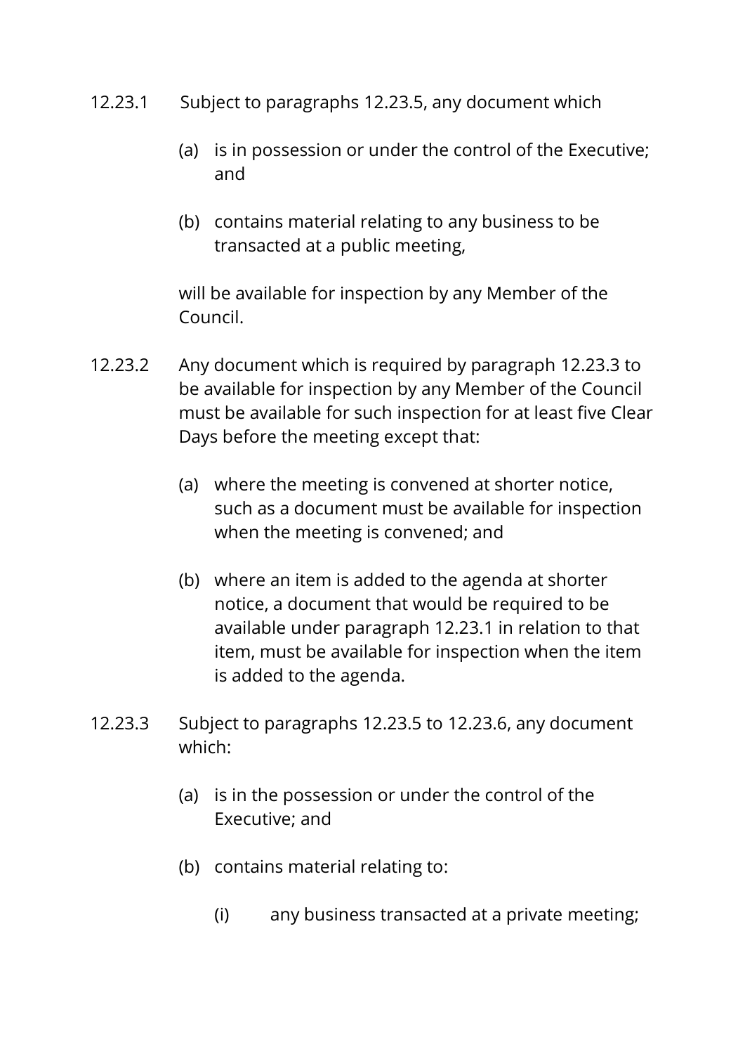12.23.1 Subject to paragraphs 12.23.5, any document which

(a) is in possession or under the control of the Executive; and

(b) contains material relating to any business to be transacted at a public meeting,

will be available for inspection by any Member of the Council.

12.23.2 Any document which is required by paragraph 12.23.3 to be available for inspection by any Member of the Council must be available for such inspection for at least five Clear Days before the meeting except that:

(a) where the meeting is convened at shorter notice, such as a document must be available for inspection when the meeting is convened; and

(b) where an item is added to the agenda at shorter notice, a document that would be required to be available under paragraph 12.23.1 in relation to that item, must be available for inspection when the item is added to the agenda.

12.23.3 Subject to paragraphs 12.23.5 to 12.23.6, any document which:

(a) is in the possession or under the control of the Executive; and

(b) contains material relating to:

(i) any business transacted at a private meeting;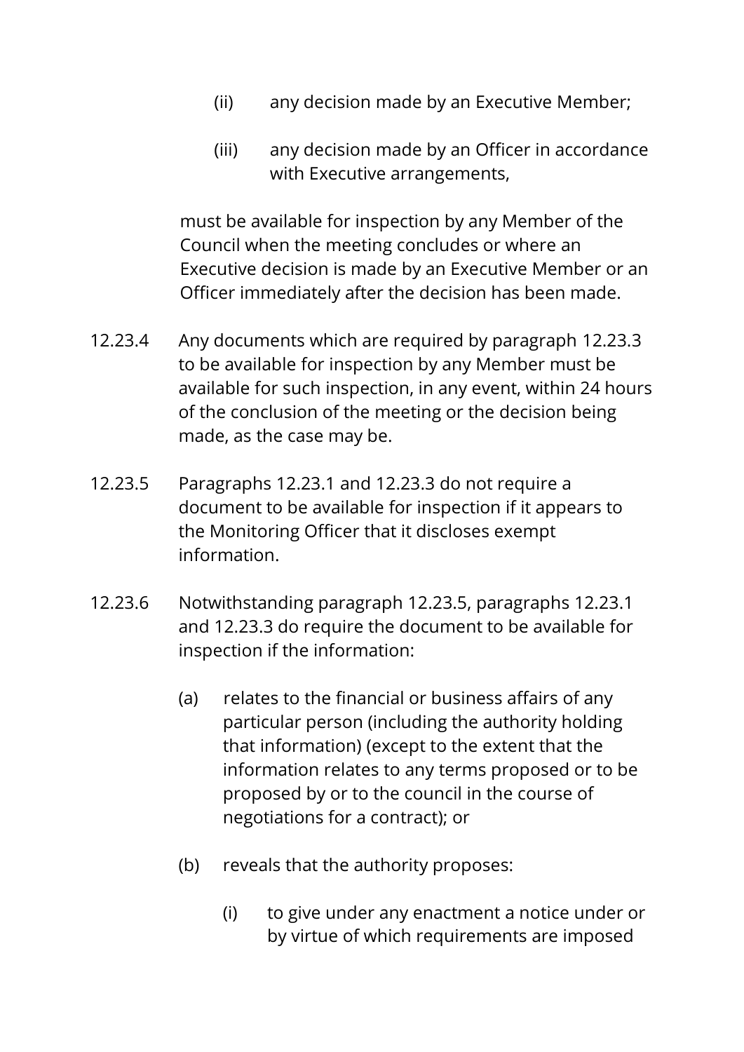(ii) any decision made by an Executive Member;

(iii) any decision made by an Officer in accordance with Executive arrangements,

must be available for inspection by any Member of the Council when the meeting concludes or where an Executive decision is made by an Executive Member or an Officer immediately after the decision has been made.

12.23.4 Any documents which are required by paragraph 12.23.3 to be available for inspection by any Member must be available for such inspection, in any event, within 24 hours of the conclusion of the meeting or the decision being made, as the case may be.

12.23.5 Paragraphs 12.23.1 and 12.23.3 do not require a document to be available for inspection if it appears to the Monitoring Officer that it discloses exempt information.

12.23.6 Notwithstanding paragraph 12.23.5, paragraphs 12.23.1 and 12.23.3 do require the document to be available for inspection if the information:

(a) relates to the financial or business affairs of any particular person (including the authority holding that information) (except to the extent that the information relates to any terms proposed or to be proposed by or to the council in the course of negotiations for a contract); or

(b) reveals that the authority proposes:

(i) to give under any enactment a notice under or by virtue of which requirements are imposed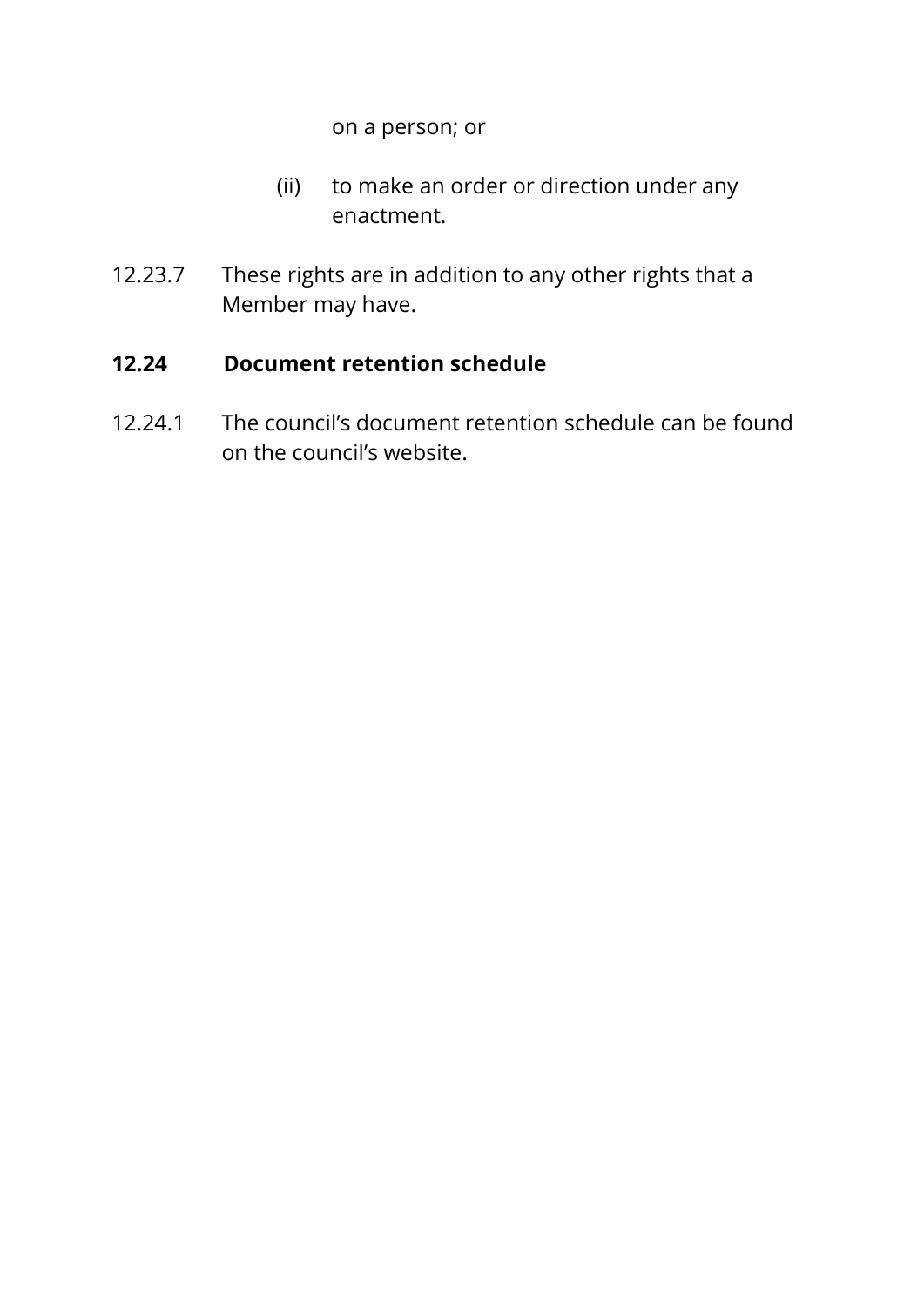on a person; or

(ii) to make an order or direction under any enactment.

12.23.7 These rights are in addition to any other rights that a Member may have.

### 12.24 Document retention schedule

12.24.1 The council's document retention schedule can be found on the council's website.